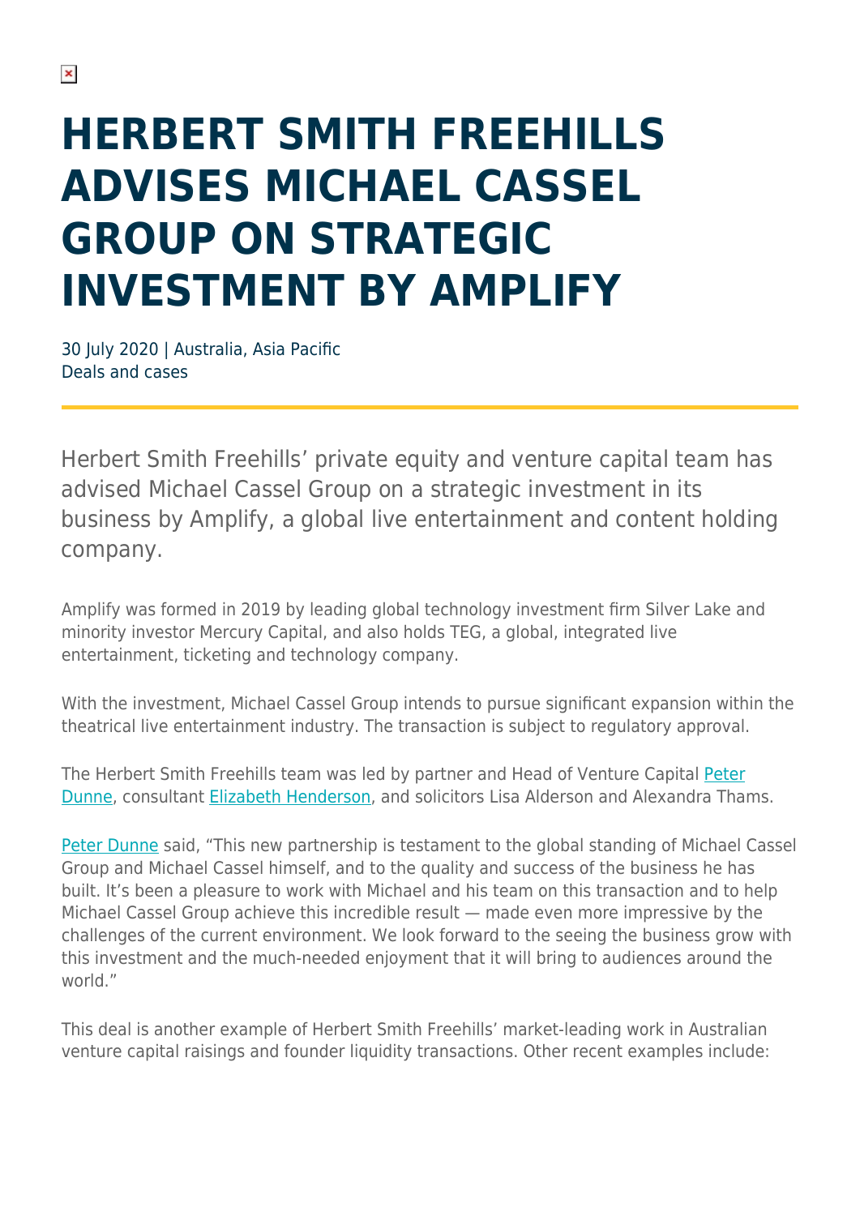# HERBERT SMITH FREEHILLS ADVISES MICHAEL CASSEL GROUP ON STRATEGIC INVESTMENT BY AMPLIFY

30 July 2020 | Australia, Asia Pacific
Deals and cases

Herbert Smith Freehills' private equity and venture capital team has advised Michael Cassel Group on a strategic investment in its business by Amplify, a global live entertainment and content holding company.

Amplify was formed in 2019 by leading global technology investment firm Silver Lake and minority investor Mercury Capital, and also holds TEG, a global, integrated live entertainment, ticketing and technology company.

With the investment, Michael Cassel Group intends to pursue significant expansion within the theatrical live entertainment industry. The transaction is subject to regulatory approval.

The Herbert Smith Freehills team was led by partner and Head of Venture Capital Peter Dunne, consultant Elizabeth Henderson, and solicitors Lisa Alderson and Alexandra Thams.

Peter Dunne said, "This new partnership is testament to the global standing of Michael Cassel Group and Michael Cassel himself, and to the quality and success of the business he has built. It's been a pleasure to work with Michael and his team on this transaction and to help Michael Cassel Group achieve this incredible result — made even more impressive by the challenges of the current environment. We look forward to the seeing the business grow with this investment and the much-needed enjoyment that it will bring to audiences around the world."

This deal is another example of Herbert Smith Freehills' market-leading work in Australian venture capital raisings and founder liquidity transactions. Other recent examples include: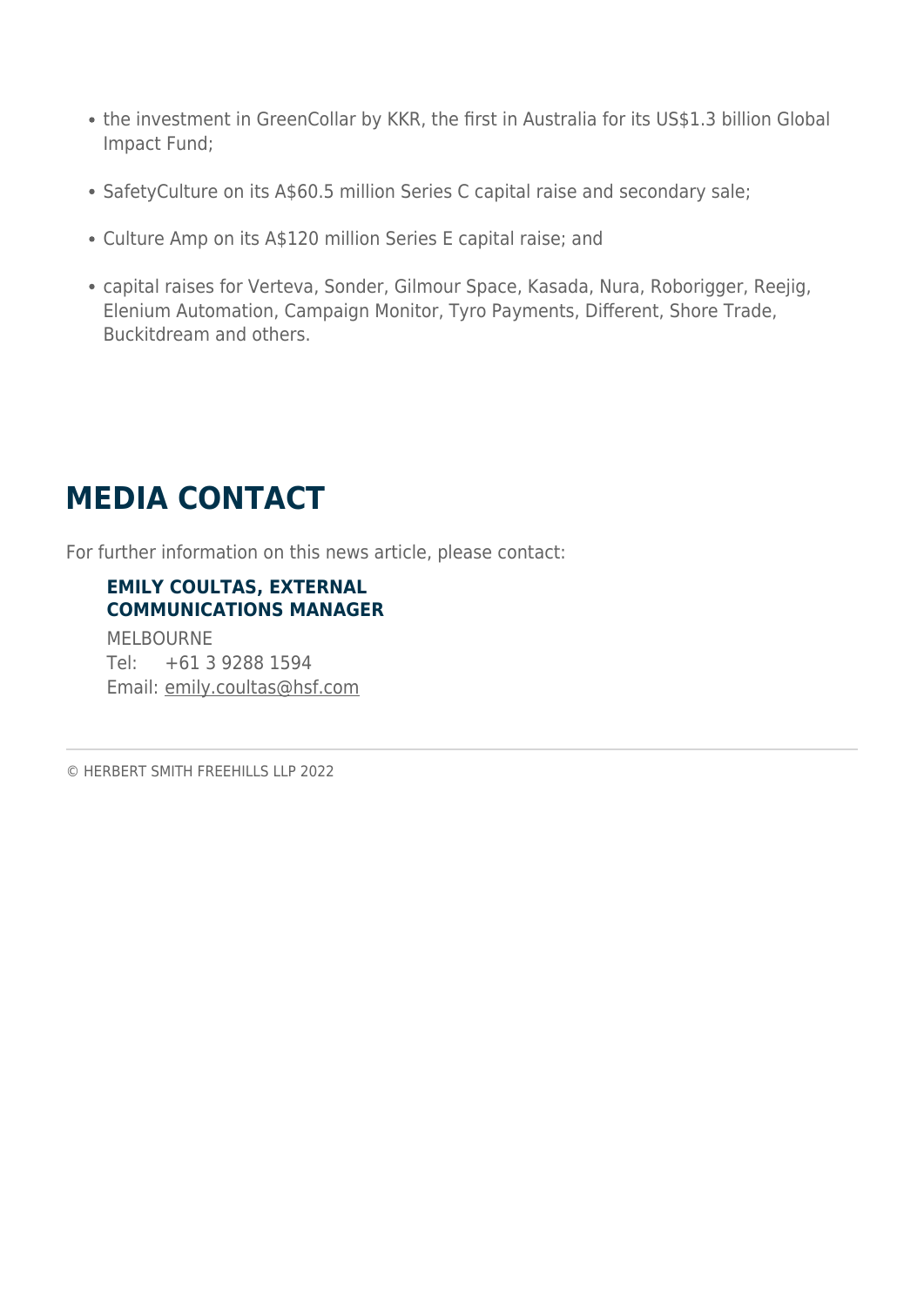- the investment in GreenCollar by KKR, the first in Australia for its US$1.3 billion Global Impact Fund;
- SafetyCulture on its A$60.5 million Series C capital raise and secondary sale;
- Culture Amp on its A$120 million Series E capital raise; and
- capital raises for Verteva, Sonder, Gilmour Space, Kasada, Nura, Roborigger, Reejig, Elenium Automation, Campaign Monitor, Tyro Payments, Different, Shore Trade, Buckitdream and others.

## MEDIA CONTACT

For further information on this news article, please contact:

**EMILY COULTAS, EXTERNAL COMMUNICATIONS MANAGER**

MELBOURNE
Tel: +61 3 9288 1594
Email: emily.coultas@hsf.com

© HERBERT SMITH FREEHILLS LLP 2022